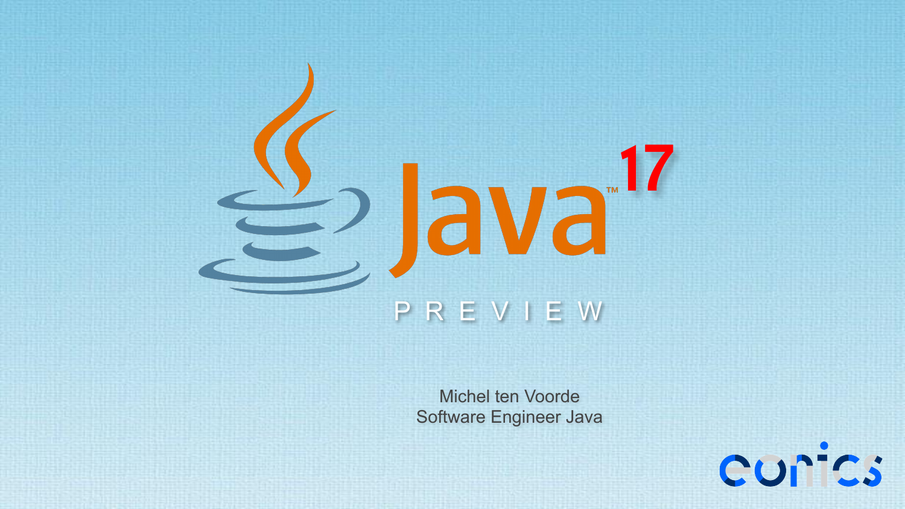# Java 17

PREVIEW

Michel ten Voorde
Software Engineer Java

eonics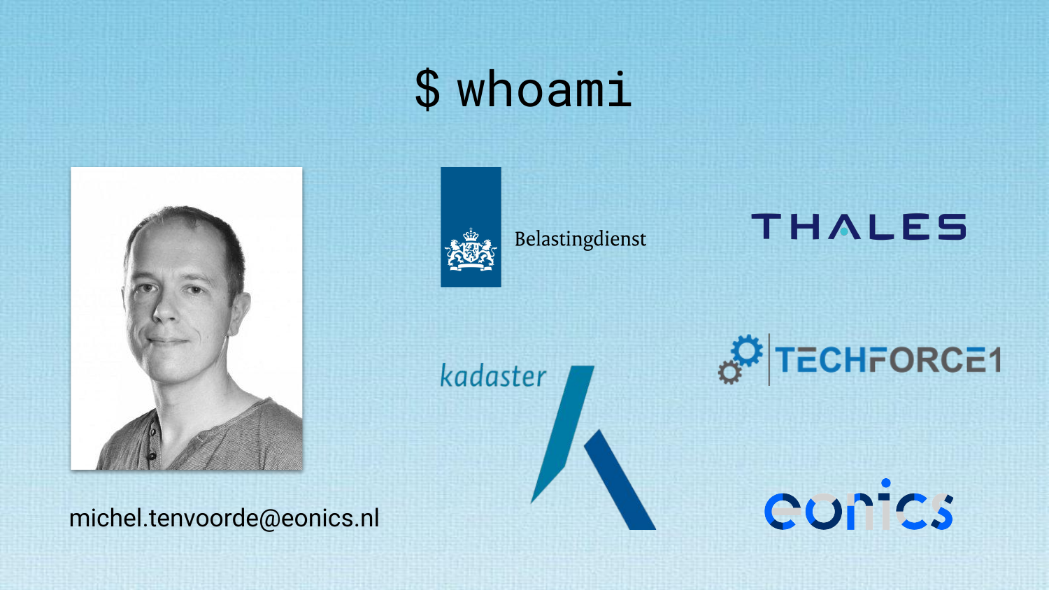# $ whoami

michel.tenvoorde@eonics.nl

Belastingdienst

THALES

kadaster

TECHFORCE1

eonics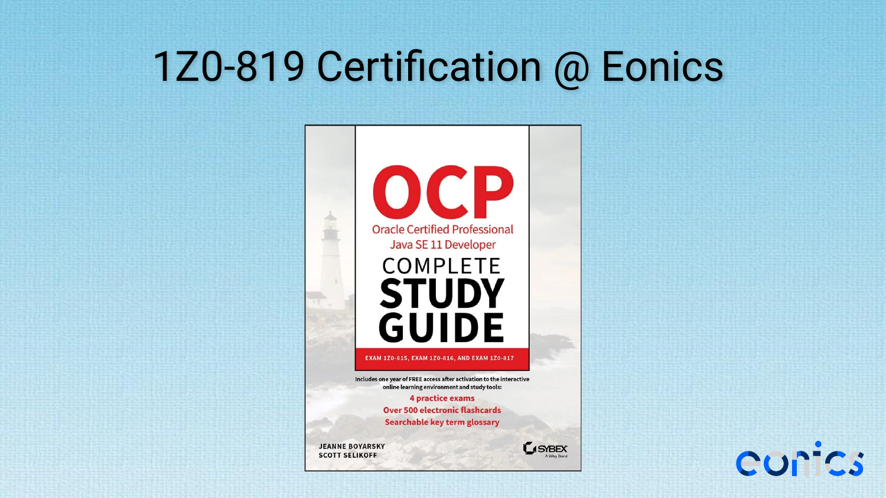# 1Z0-819 Certification @ Eonics

OCP

Oracle Certified Professional
Java SE 11 Developer

COMPLETE
STUDY
GUIDE

EXAM 1Z0-815, EXAM 1Z0-816, AND EXAM 1Z0-817

Includes one year of FREE access after activation to the interactive online learning environment and study tools:

4 practice exams
Over 500 electronic flashcards
Searchable key term glossary

JEANNE BOYARSKY
SCOTT SELIKOFF

SYBEX
A Wiley Brand

eonics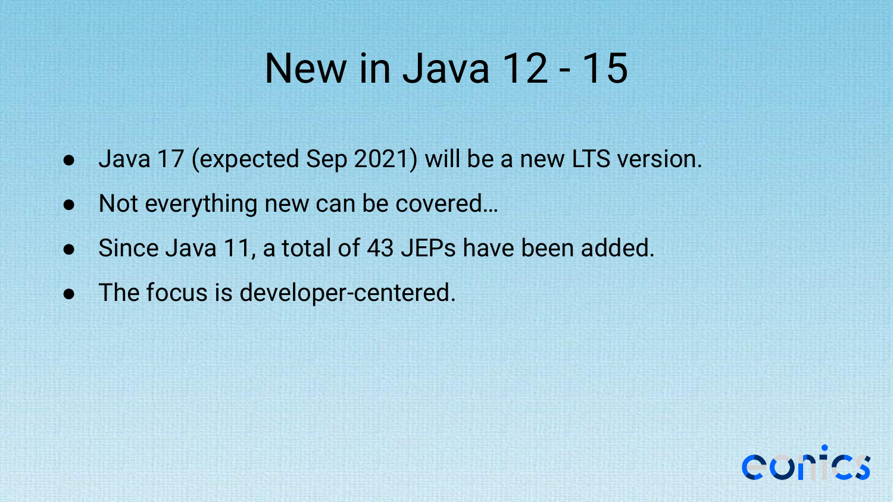# New in Java 12 - 15

- Java 17 (expected Sep 2021) will be a new LTS version.
- Not everything new can be covered…
- Since Java 11, a total of 43 JEPs have been added.
- The focus is developer-centered.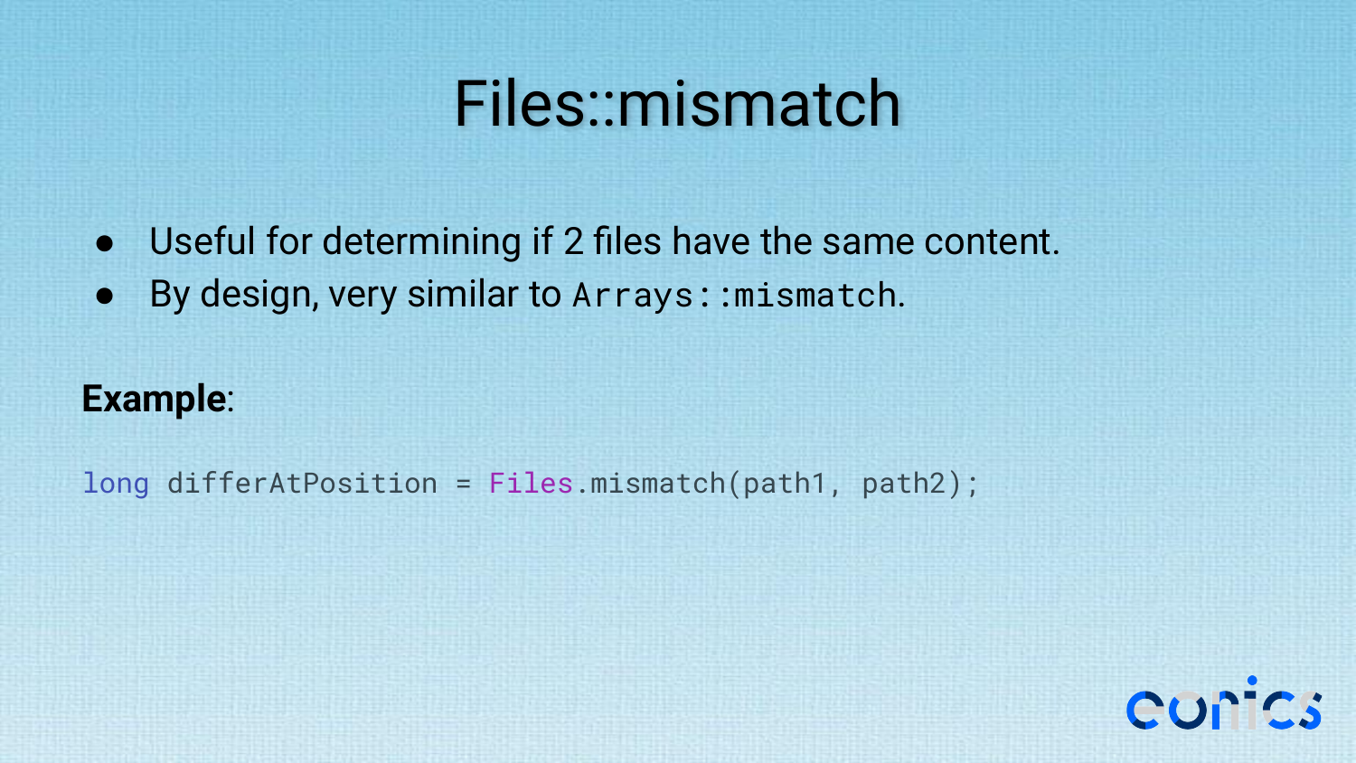# Files::mismatch

- Useful for determining if 2 files have the same content.
- By design, very similar to `Arrays::mismatch`.

**Example**:

```
long differAtPosition = Files.mismatch(path1, path2);
```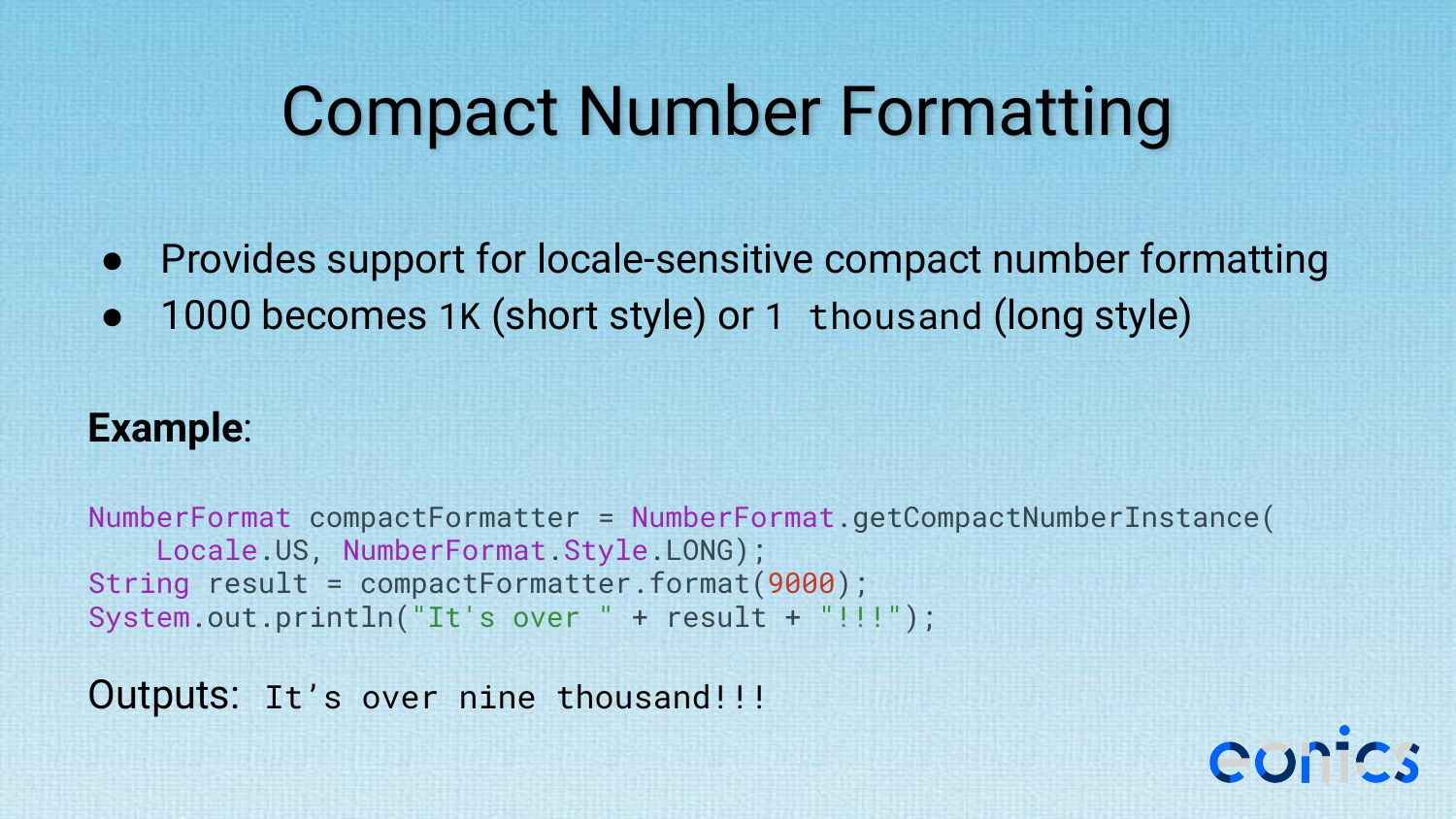# Compact Number Formatting

- Provides support for locale-sensitive compact number formatting
- 1000 becomes `1K` (short style) or `1 thousand` (long style)

**Example**:

```
NumberFormat compactFormatter = NumberFormat.getCompactNumberInstance(
    Locale.US, NumberFormat.Style.LONG);
String result = compactFormatter.format(9000);
System.out.println("It's over " + result + "!!!");
```

Outputs: `It’s over nine thousand!!!`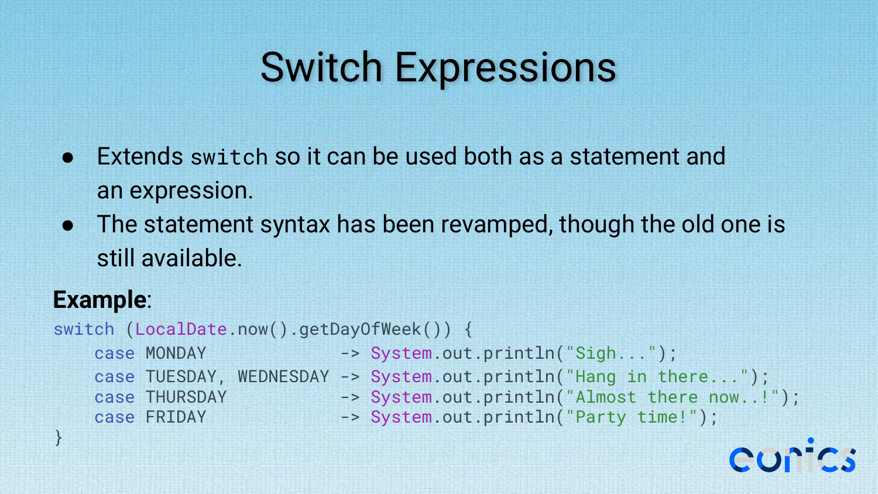# Switch Expressions

- Extends `switch` so it can be used both as a statement and an expression.
- The statement syntax has been revamped, though the old one is still available.

**Example**:

```
switch (LocalDate.now().getDayOfWeek()) {
    case MONDAY              -> System.out.println("Sigh...");
    case TUESDAY, WEDNESDAY -> System.out.println("Hang in there...");
    case THURSDAY            -> System.out.println("Almost there now..!");
    case FRIDAY              -> System.out.println("Party time!");
}
```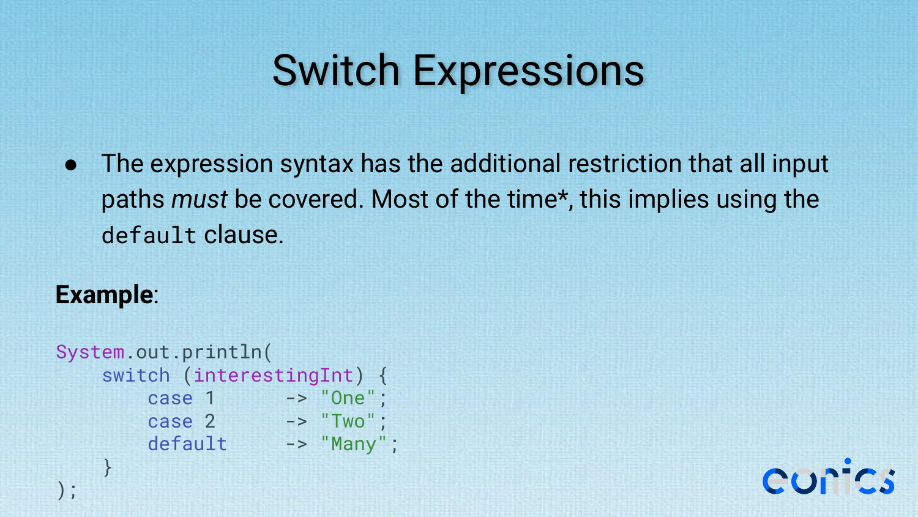# Switch Expressions

- The expression syntax has the additional restriction that all input paths *must* be covered. Most of the time*, this implies using the `default` clause.

**Example**:

```
System.out.println(
    switch (interestingInt) {
        case 1      -> "One";
        case 2      -> "Two";
        default     -> "Many";
    }
);
```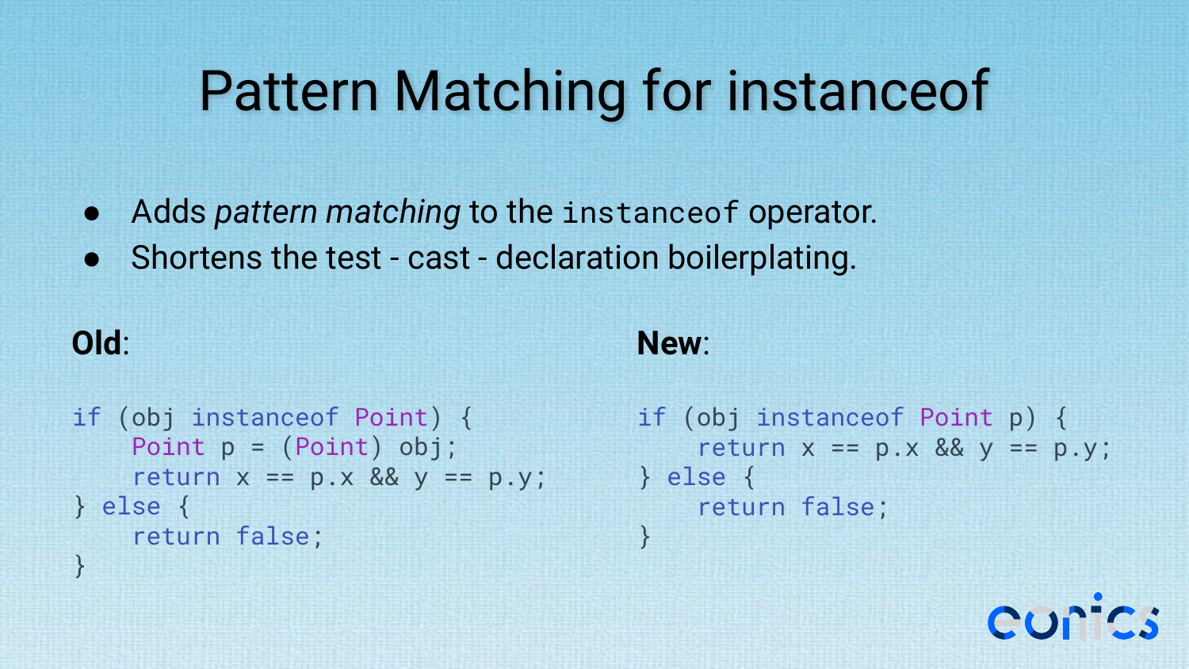# Pattern Matching for instanceof

- Adds *pattern matching* to the `instanceof` operator.
- Shortens the test - cast - declaration boilerplating.

**Old**:

```
if (obj instanceof Point) {
    Point p = (Point) obj;
    return x == p.x && y == p.y;
} else {
    return false;
}
```

**New**:

```
if (obj instanceof Point p) {
    return x == p.x && y == p.y;
} else {
    return false;
}
```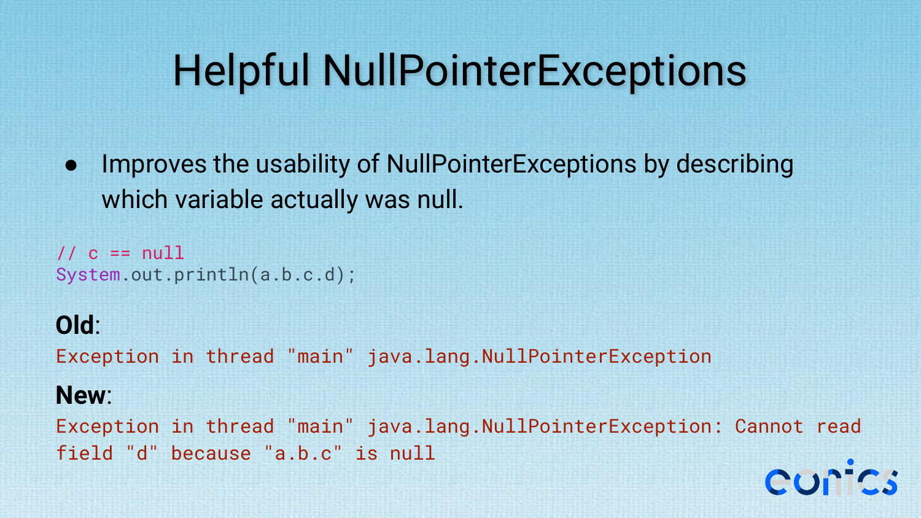# Helpful NullPointerExceptions

- Improves the usability of NullPointerExceptions by describing which variable actually was null.

```java
// c == null
System.out.println(a.b.c.d);
```

**Old**:

```
Exception in thread "main" java.lang.NullPointerException
```

**New**:

```
Exception in thread "main" java.lang.NullPointerException: Cannot read
field "d" because "a.b.c" is null
```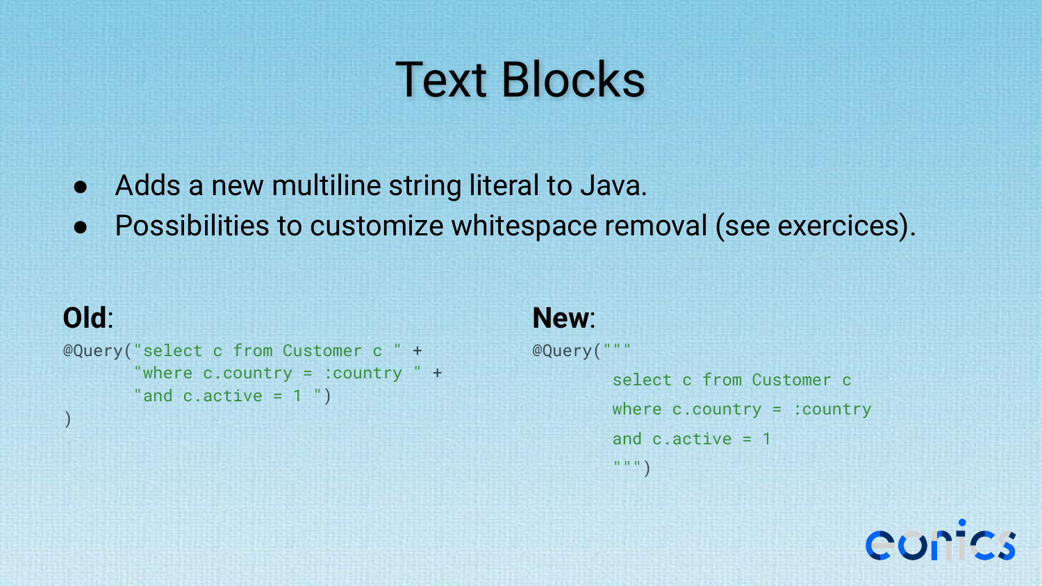# Text Blocks

- Adds a new multiline string literal to Java.
- Possibilities to customize whitespace removal (see exercices).

**Old**:

```
@Query("select c from Customer c " +
       "where c.country = :country " +
       "and c.active = 1 ")
)
```

**New**:

```
@Query("""
        select c from Customer c
        where c.country = :country
        and c.active = 1
        """)
```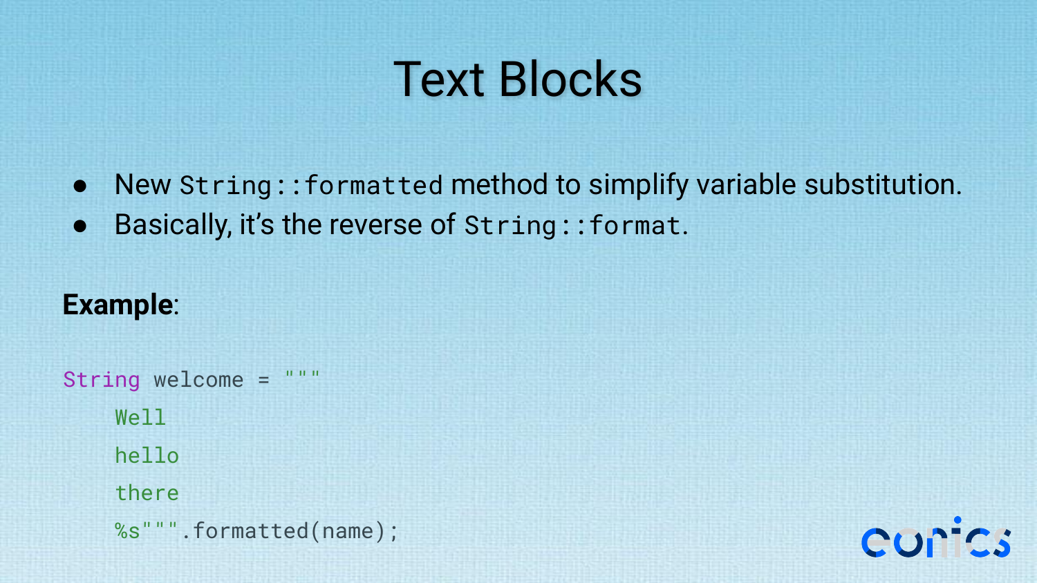# Text Blocks

- New `String::formatted` method to simplify variable substitution.
- Basically, it's the reverse of `String::format`.

**Example**:

```
String welcome = """
    Well
    hello
    there
    %s""".formatted(name);
```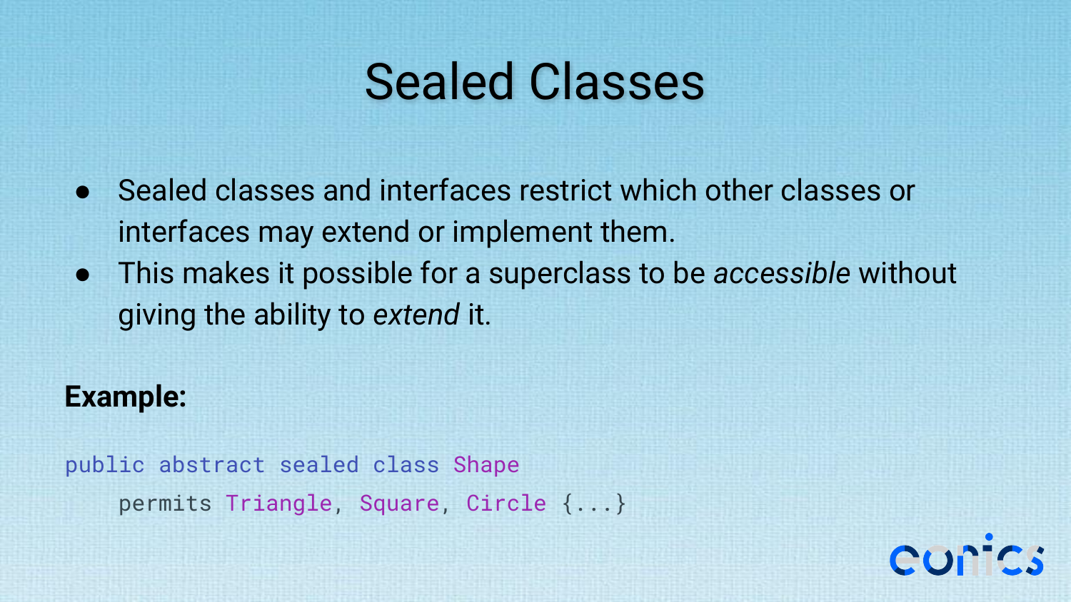# Sealed Classes

- Sealed classes and interfaces restrict which other classes or interfaces may extend or implement them.
- This makes it possible for a superclass to be *accessible* without giving the ability to *extend* it.

**Example:**

```
public abstract sealed class Shape
    permits Triangle, Square, Circle {...}
```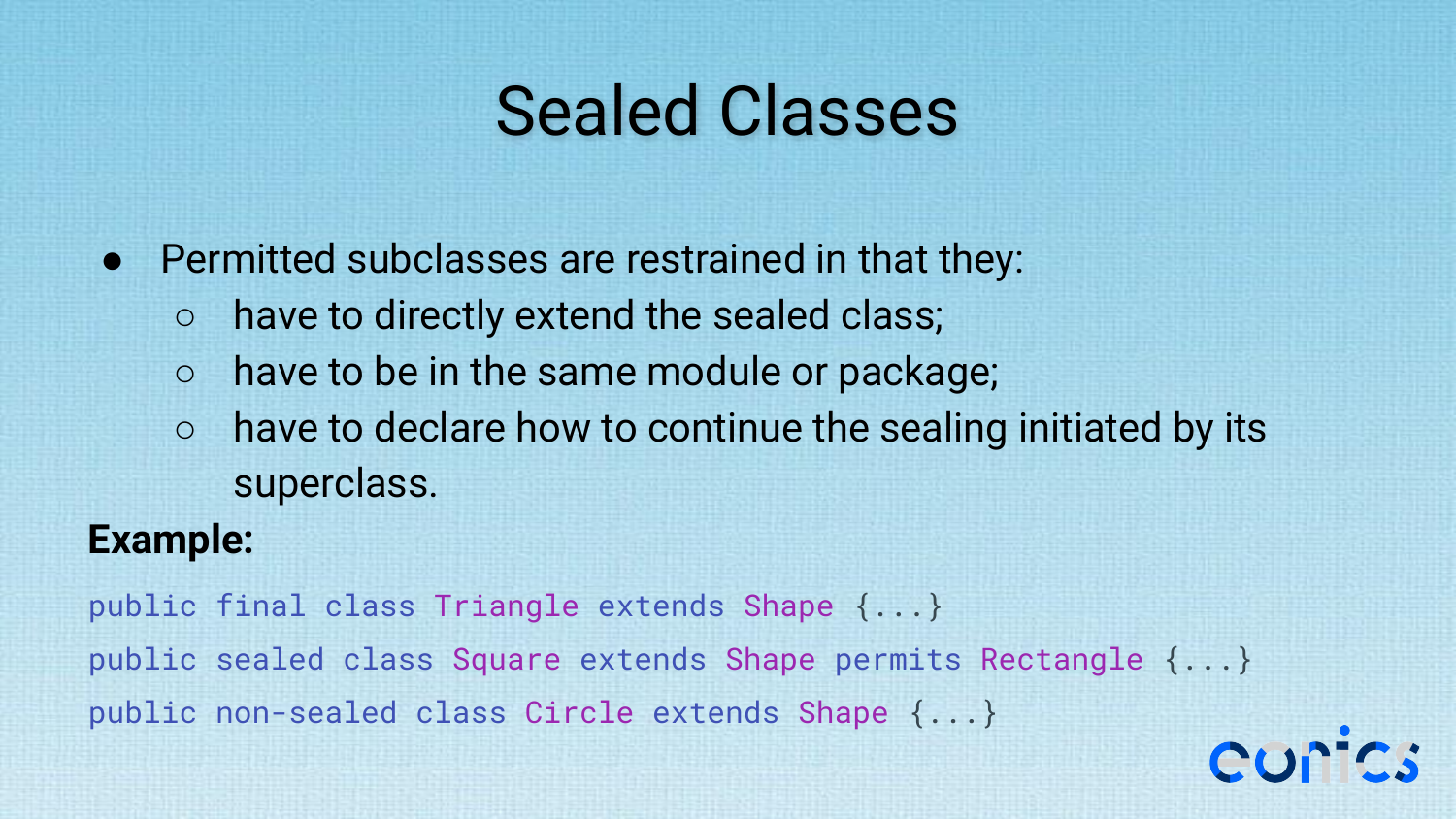# Sealed Classes

- Permitted subclasses are restrained in that they:
  - have to directly extend the sealed class;
  - have to be in the same module or package;
  - have to declare how to continue the sealing initiated by its superclass.

**Example:**

```
public final class Triangle extends Shape {...}
public sealed class Square extends Shape permits Rectangle {...}
public non-sealed class Circle extends Shape {...}
```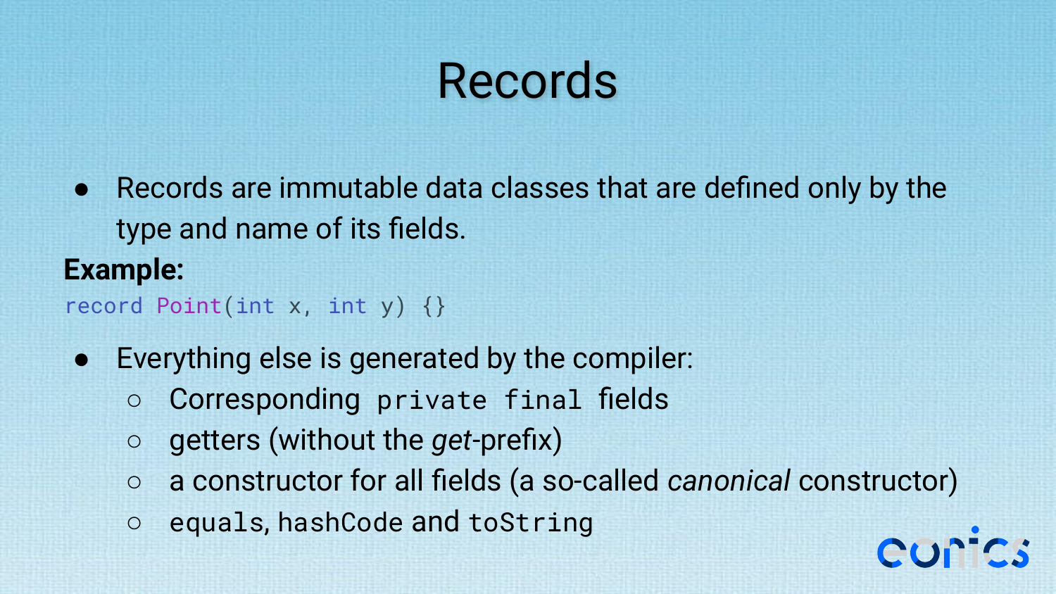# Records

- Records are immutable data classes that are defined only by the type and name of its fields.

**Example:**

```
record Point(int x, int y) {}
```

- Everything else is generated by the compiler:
  - Corresponding `private final` fields
  - getters (without the *get*-prefix)
  - a constructor for all fields (a so-called *canonical* constructor)
  - `equals`, `hashCode` and `toString`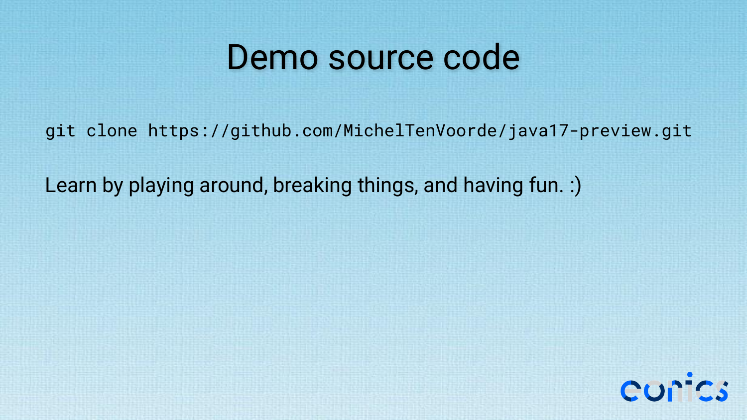# Demo source code

```
git clone https://github.com/MichelTenVoorde/java17-preview.git
```

Learn by playing around, breaking things, and having fun. :)